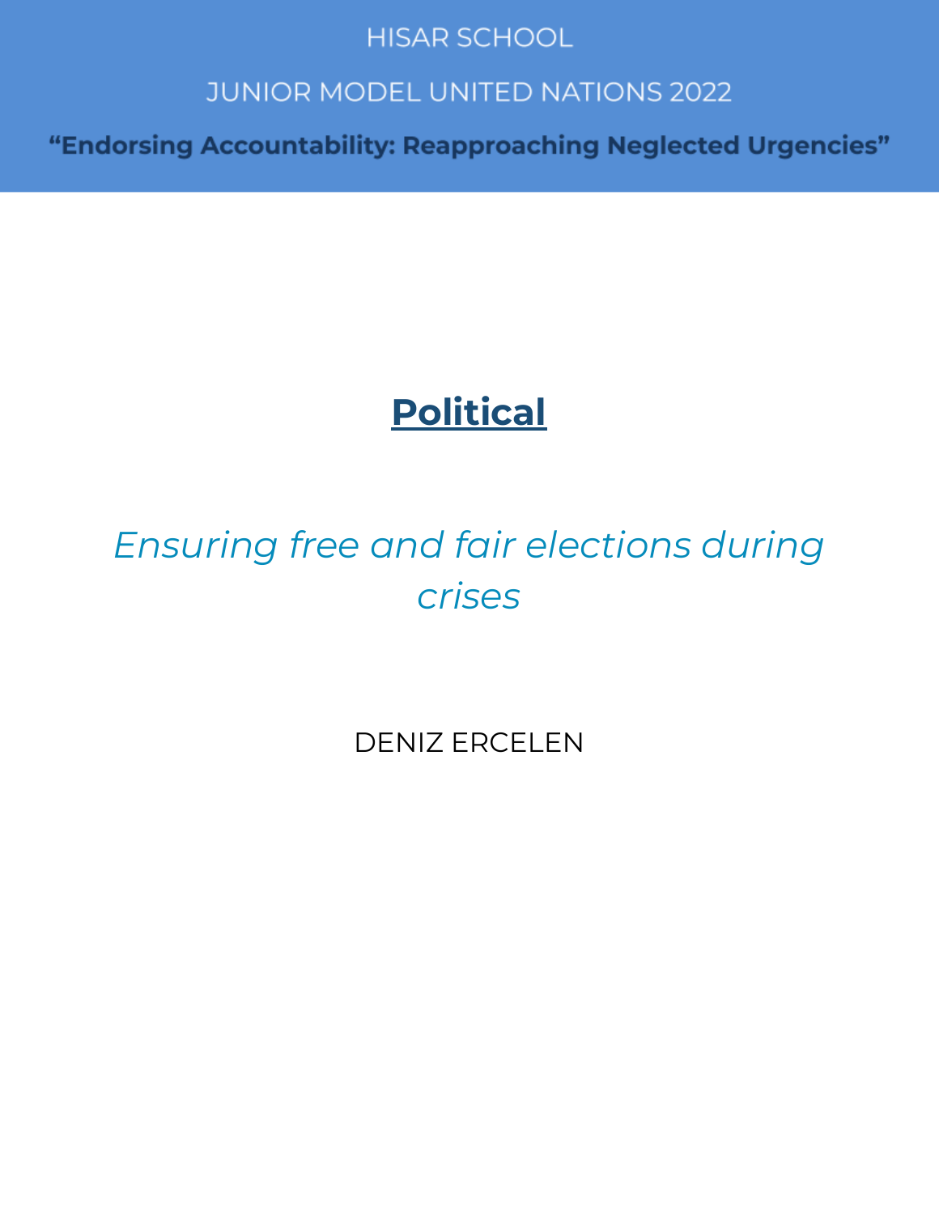HISAR SCHOOL

JUNIOR MODEL UNITED NATIONS 2022

**"Endorsing Accountability: Reapproaching Neglected Urgencies"**

# Political

## *Ensuring free and fair elections during crises*

DENIZ ERCELEN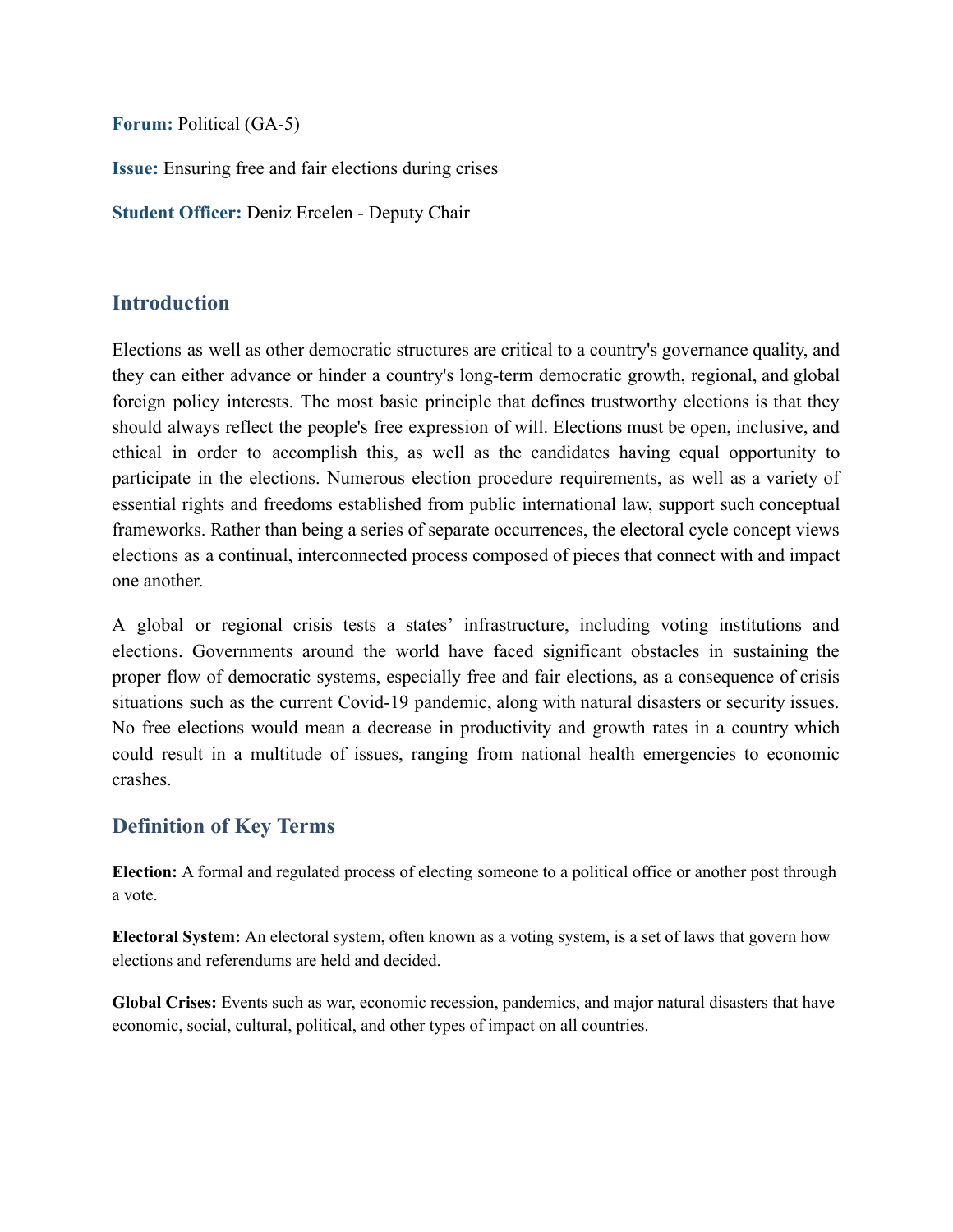**Forum:** Political (GA-5)

**Issue:** Ensuring free and fair elections during crises

**Student Officer:** Deniz Ercelen - Deputy Chair

## Introduction

Elections as well as other democratic structures are critical to a country's governance quality, and they can either advance or hinder a country's long-term democratic growth, regional, and global foreign policy interests. The most basic principle that defines trustworthy elections is that they should always reflect the people's free expression of will. Elections must be open, inclusive, and ethical in order to accomplish this, as well as the candidates having equal opportunity to participate in the elections. Numerous election procedure requirements, as well as a variety of essential rights and freedoms established from public international law, support such conceptual frameworks. Rather than being a series of separate occurrences, the electoral cycle concept views elections as a continual, interconnected process composed of pieces that connect with and impact one another.

A global or regional crisis tests a states' infrastructure, including voting institutions and elections. Governments around the world have faced significant obstacles in sustaining the proper flow of democratic systems, especially free and fair elections, as a consequence of crisis situations such as the current Covid-19 pandemic, along with natural disasters or security issues. No free elections would mean a decrease in productivity and growth rates in a country which could result in a multitude of issues, ranging from national health emergencies to economic crashes.

## Definition of Key Terms

**Election:** A formal and regulated process of electing someone to a political office or another post through a vote.

**Electoral System:** An electoral system, often known as a voting system, is a set of laws that govern how elections and referendums are held and decided.

**Global Crises:** Events such as war, economic recession, pandemics, and major natural disasters that have economic, social, cultural, political, and other types of impact on all countries.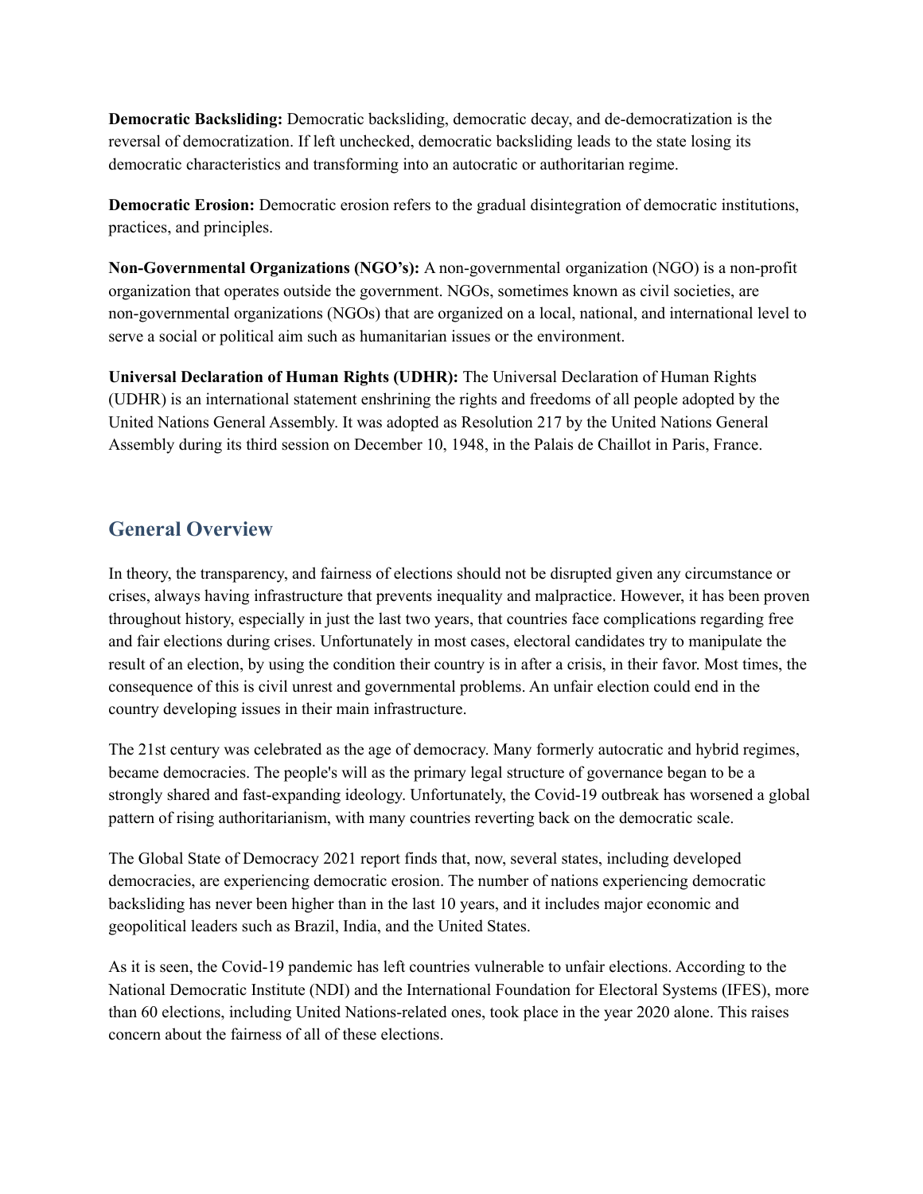**Democratic Backsliding:** Democratic backsliding, democratic decay, and de-democratization is the reversal of democratization. If left unchecked, democratic backsliding leads to the state losing its democratic characteristics and transforming into an autocratic or authoritarian regime.

**Democratic Erosion:** Democratic erosion refers to the gradual disintegration of democratic institutions, practices, and principles.

**Non-Governmental Organizations (NGO's):** A non-governmental organization (NGO) is a non-profit organization that operates outside the government. NGOs, sometimes known as civil societies, are non-governmental organizations (NGOs) that are organized on a local, national, and international level to serve a social or political aim such as humanitarian issues or the environment.

**Universal Declaration of Human Rights (UDHR):** The Universal Declaration of Human Rights (UDHR) is an international statement enshrining the rights and freedoms of all people adopted by the United Nations General Assembly. It was adopted as Resolution 217 by the United Nations General Assembly during its third session on December 10, 1948, in the Palais de Chaillot in Paris, France.

## General Overview

In theory, the transparency, and fairness of elections should not be disrupted given any circumstance or crises, always having infrastructure that prevents inequality and malpractice. However, it has been proven throughout history, especially in just the last two years, that countries face complications regarding free and fair elections during crises. Unfortunately in most cases, electoral candidates try to manipulate the result of an election, by using the condition their country is in after a crisis, in their favor. Most times, the consequence of this is civil unrest and governmental problems. An unfair election could end in the country developing issues in their main infrastructure.

The 21st century was celebrated as the age of democracy. Many formerly autocratic and hybrid regimes, became democracies. The people's will as the primary legal structure of governance began to be a strongly shared and fast-expanding ideology. Unfortunately, the Covid-19 outbreak has worsened a global pattern of rising authoritarianism, with many countries reverting back on the democratic scale.

The Global State of Democracy 2021 report finds that, now, several states, including developed democracies, are experiencing democratic erosion. The number of nations experiencing democratic backsliding has never been higher than in the last 10 years, and it includes major economic and geopolitical leaders such as Brazil, India, and the United States.

As it is seen, the Covid-19 pandemic has left countries vulnerable to unfair elections. According to the National Democratic Institute (NDI) and the International Foundation for Electoral Systems (IFES), more than 60 elections, including United Nations-related ones, took place in the year 2020 alone. This raises concern about the fairness of all of these elections.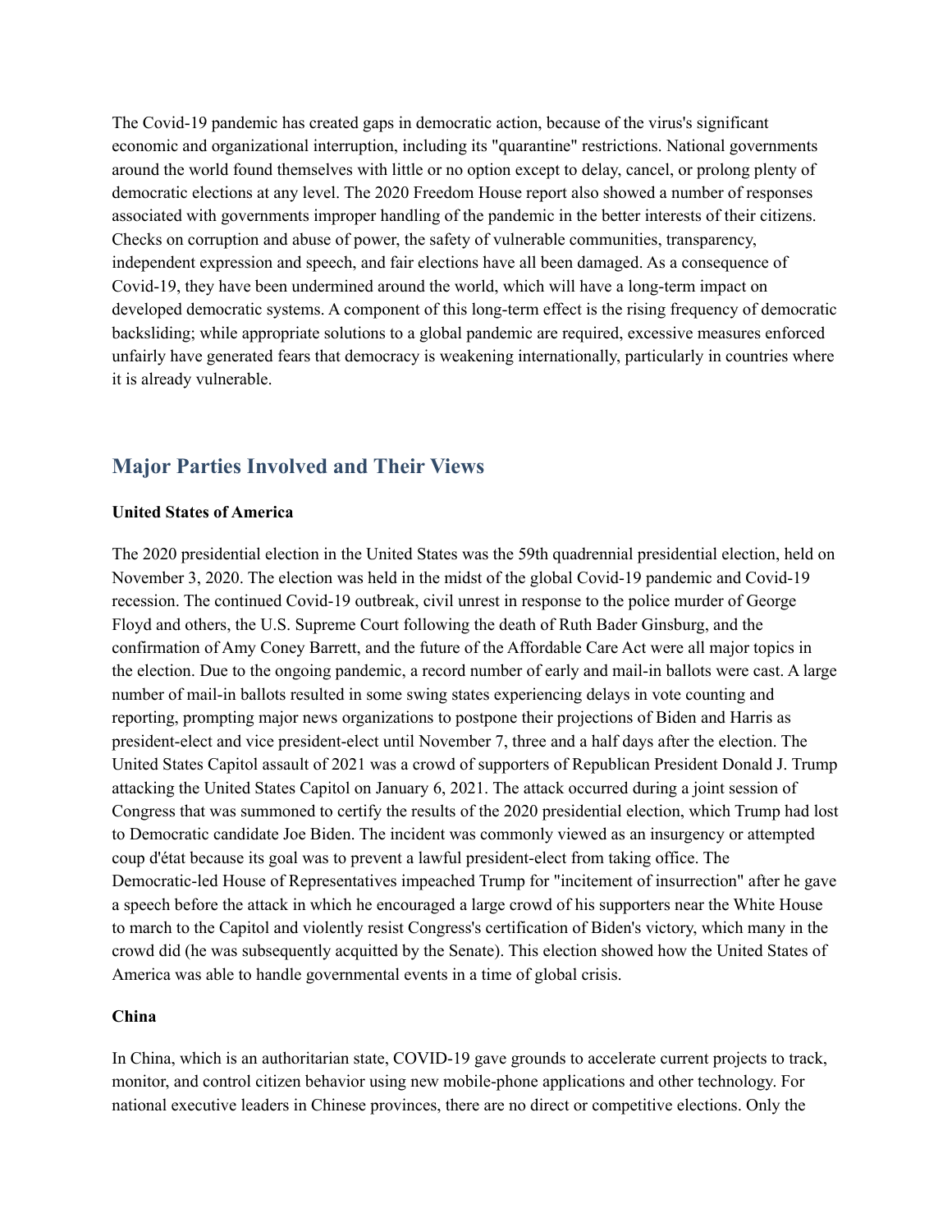The Covid-19 pandemic has created gaps in democratic action, because of the virus's significant economic and organizational interruption, including its "quarantine" restrictions. National governments around the world found themselves with little or no option except to delay, cancel, or prolong plenty of democratic elections at any level. The 2020 Freedom House report also showed a number of responses associated with governments improper handling of the pandemic in the better interests of their citizens. Checks on corruption and abuse of power, the safety of vulnerable communities, transparency, independent expression and speech, and fair elections have all been damaged. As a consequence of Covid-19, they have been undermined around the world, which will have a long-term impact on developed democratic systems. A component of this long-term effect is the rising frequency of democratic backsliding; while appropriate solutions to a global pandemic are required, excessive measures enforced unfairly have generated fears that democracy is weakening internationally, particularly in countries where it is already vulnerable.

## Major Parties Involved and Their Views

**United States of America**

The 2020 presidential election in the United States was the 59th quadrennial presidential election, held on November 3, 2020. The election was held in the midst of the global Covid-19 pandemic and Covid-19 recession. The continued Covid-19 outbreak, civil unrest in response to the police murder of George Floyd and others, the U.S. Supreme Court following the death of Ruth Bader Ginsburg, and the confirmation of Amy Coney Barrett, and the future of the Affordable Care Act were all major topics in the election. Due to the ongoing pandemic, a record number of early and mail-in ballots were cast. A large number of mail-in ballots resulted in some swing states experiencing delays in vote counting and reporting, prompting major news organizations to postpone their projections of Biden and Harris as president-elect and vice president-elect until November 7, three and a half days after the election. The United States Capitol assault of 2021 was a crowd of supporters of Republican President Donald J. Trump attacking the United States Capitol on January 6, 2021. The attack occurred during a joint session of Congress that was summoned to certify the results of the 2020 presidential election, which Trump had lost to Democratic candidate Joe Biden. The incident was commonly viewed as an insurgency or attempted coup d'état because its goal was to prevent a lawful president-elect from taking office. The Democratic-led House of Representatives impeached Trump for "incitement of insurrection" after he gave a speech before the attack in which he encouraged a large crowd of his supporters near the White House to march to the Capitol and violently resist Congress's certification of Biden's victory, which many in the crowd did (he was subsequently acquitted by the Senate). This election showed how the United States of America was able to handle governmental events in a time of global crisis.

**China**

In China, which is an authoritarian state, COVID-19 gave grounds to accelerate current projects to track, monitor, and control citizen behavior using new mobile-phone applications and other technology. For national executive leaders in Chinese provinces, there are no direct or competitive elections. Only the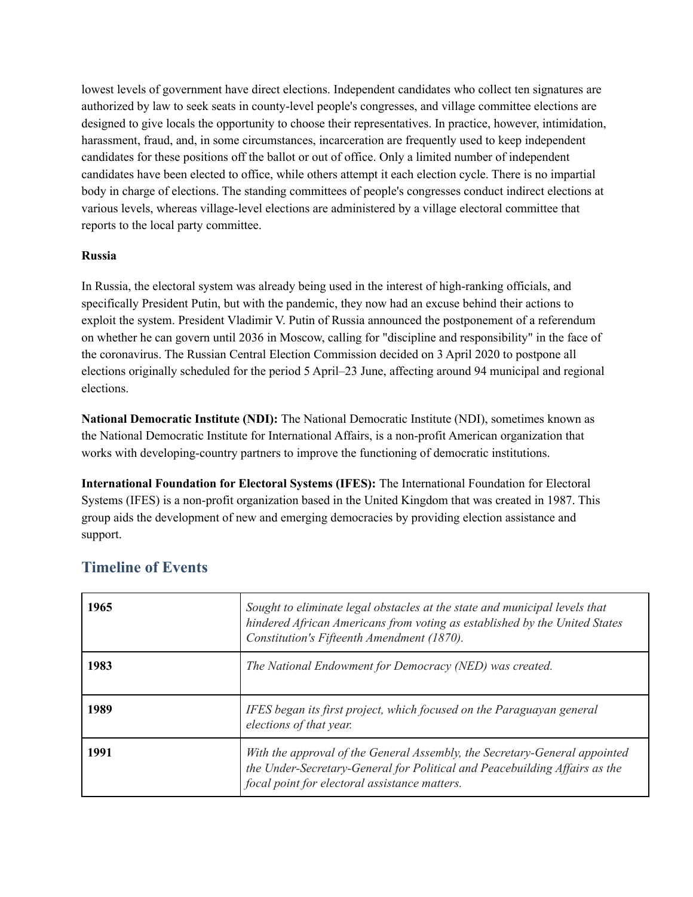lowest levels of government have direct elections. Independent candidates who collect ten signatures are authorized by law to seek seats in county-level people's congresses, and village committee elections are designed to give locals the opportunity to choose their representatives. In practice, however, intimidation, harassment, fraud, and, in some circumstances, incarceration are frequently used to keep independent candidates for these positions off the ballot or out of office. Only a limited number of independent candidates have been elected to office, while others attempt it each election cycle. There is no impartial body in charge of elections. The standing committees of people's congresses conduct indirect elections at various levels, whereas village-level elections are administered by a village electoral committee that reports to the local party committee.

**Russia**

In Russia, the electoral system was already being used in the interest of high-ranking officials, and specifically President Putin, but with the pandemic, they now had an excuse behind their actions to exploit the system. President Vladimir V. Putin of Russia announced the postponement of a referendum on whether he can govern until 2036 in Moscow, calling for "discipline and responsibility" in the face of the coronavirus. The Russian Central Election Commission decided on 3 April 2020 to postpone all elections originally scheduled for the period 5 April–23 June, affecting around 94 municipal and regional elections.

**National Democratic Institute (NDI):** The National Democratic Institute (NDI), sometimes known as the National Democratic Institute for International Affairs, is a non-profit American organization that works with developing-country partners to improve the functioning of democratic institutions.

**International Foundation for Electoral Systems (IFES):** The International Foundation for Electoral Systems (IFES) is a non-profit organization based in the United Kingdom that was created in 1987. This group aids the development of new and emerging democracies by providing election assistance and support.

## Timeline of Events

| | |
|---|---|
| **1965** | *Sought to eliminate legal obstacles at the state and municipal levels that hindered African Americans from voting as established by the United States Constitution's Fifteenth Amendment (1870).* |
| **1983** | *The National Endowment for Democracy (NED) was created.* |
| **1989** | *IFES began its first project, which focused on the Paraguayan general elections of that year.* |
| **1991** | *With the approval of the General Assembly, the Secretary-General appointed the Under-Secretary-General for Political and Peacebuilding Affairs as the focal point for electoral assistance matters.* |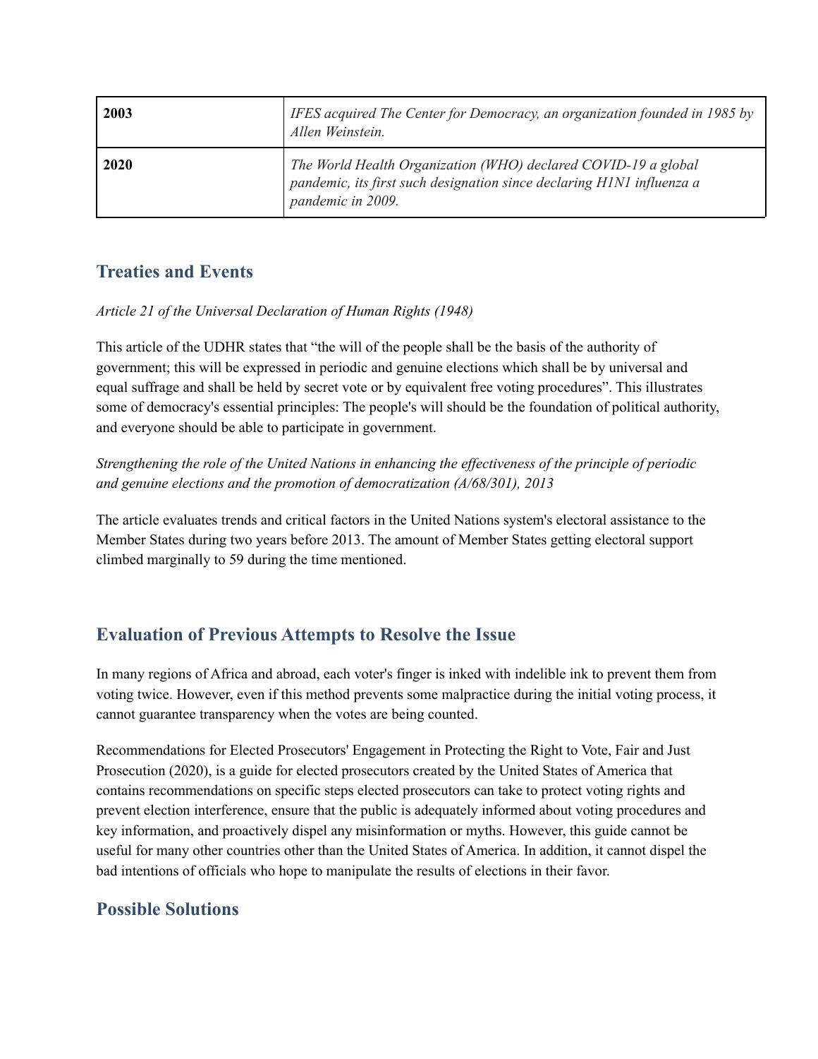| 2003 | *IFES acquired The Center for Democracy, an organization founded in 1985 by Allen Weinstein.* |
|---|---|
| **2020** | *The World Health Organization (WHO) declared COVID-19 a global pandemic, its first such designation since declaring H1N1 influenza a pandemic in 2009.* |

## Treaties and Events

*Article 21 of the Universal Declaration of Human Rights (1948)*

This article of the UDHR states that "the will of the people shall be the basis of the authority of government; this will be expressed in periodic and genuine elections which shall be by universal and equal suffrage and shall be held by secret vote or by equivalent free voting procedures". This illustrates some of democracy's essential principles: The people's will should be the foundation of political authority, and everyone should be able to participate in government.

*Strengthening the role of the United Nations in enhancing the effectiveness of the principle of periodic and genuine elections and the promotion of democratization (A/68/301), 2013*

The article evaluates trends and critical factors in the United Nations system's electoral assistance to the Member States during two years before 2013. The amount of Member States getting electoral support climbed marginally to 59 during the time mentioned.

## Evaluation of Previous Attempts to Resolve the Issue

In many regions of Africa and abroad, each voter's finger is inked with indelible ink to prevent them from voting twice. However, even if this method prevents some malpractice during the initial voting process, it cannot guarantee transparency when the votes are being counted.

Recommendations for Elected Prosecutors' Engagement in Protecting the Right to Vote, Fair and Just Prosecution (2020), is a guide for elected prosecutors created by the United States of America that contains recommendations on specific steps elected prosecutors can take to protect voting rights and prevent election interference, ensure that the public is adequately informed about voting procedures and key information, and proactively dispel any misinformation or myths. However, this guide cannot be useful for many other countries other than the United States of America. In addition, it cannot dispel the bad intentions of officials who hope to manipulate the results of elections in their favor.

## Possible Solutions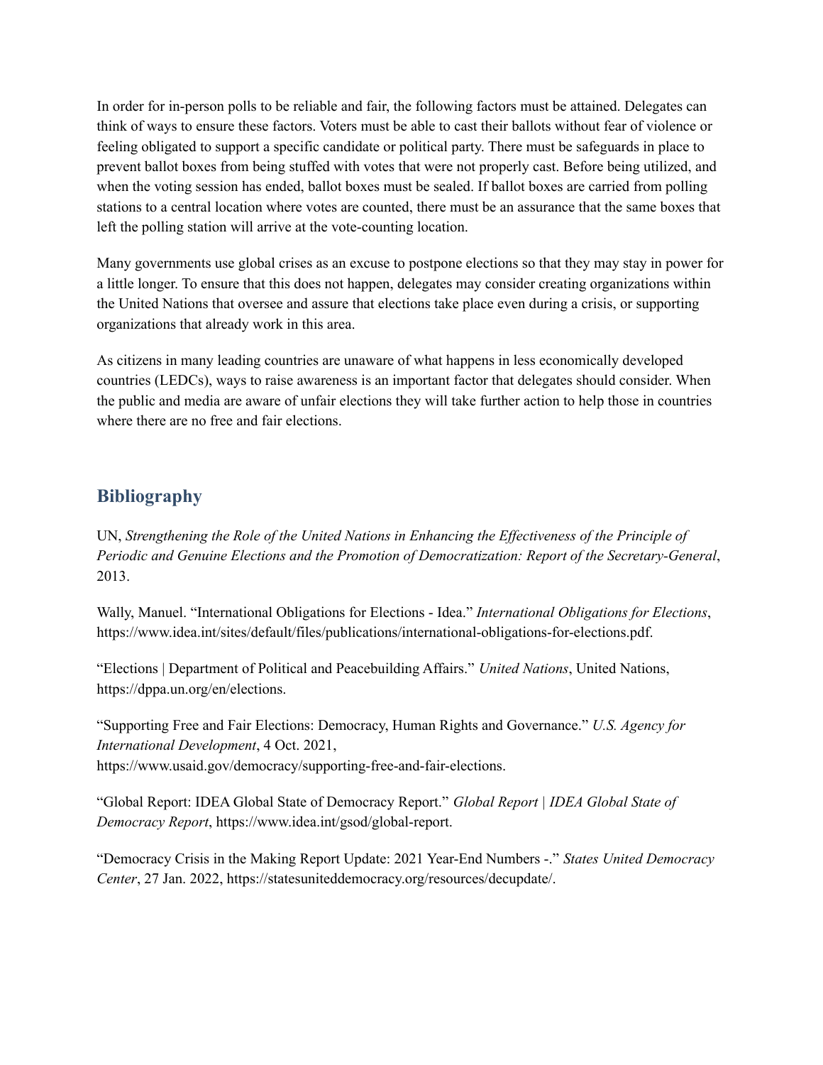In order for in-person polls to be reliable and fair, the following factors must be attained. Delegates can think of ways to ensure these factors. Voters must be able to cast their ballots without fear of violence or feeling obligated to support a specific candidate or political party. There must be safeguards in place to prevent ballot boxes from being stuffed with votes that were not properly cast. Before being utilized, and when the voting session has ended, ballot boxes must be sealed. If ballot boxes are carried from polling stations to a central location where votes are counted, there must be an assurance that the same boxes that left the polling station will arrive at the vote-counting location.

Many governments use global crises as an excuse to postpone elections so that they may stay in power for a little longer. To ensure that this does not happen, delegates may consider creating organizations within the United Nations that oversee and assure that elections take place even during a crisis, or supporting organizations that already work in this area.

As citizens in many leading countries are unaware of what happens in less economically developed countries (LEDCs), ways to raise awareness is an important factor that delegates should consider. When the public and media are aware of unfair elections they will take further action to help those in countries where there are no free and fair elections.

## Bibliography

UN, *Strengthening the Role of the United Nations in Enhancing the Effectiveness of the Principle of Periodic and Genuine Elections and the Promotion of Democratization: Report of the Secretary-General*, 2013.

Wally, Manuel. "International Obligations for Elections - Idea." *International Obligations for Elections*, https://www.idea.int/sites/default/files/publications/international-obligations-for-elections.pdf.

"Elections | Department of Political and Peacebuilding Affairs." *United Nations*, United Nations, https://dppa.un.org/en/elections.

"Supporting Free and Fair Elections: Democracy, Human Rights and Governance." *U.S. Agency for International Development*, 4 Oct. 2021, https://www.usaid.gov/democracy/supporting-free-and-fair-elections.

"Global Report: IDEA Global State of Democracy Report." *Global Report | IDEA Global State of Democracy Report*, https://www.idea.int/gsod/global-report.

"Democracy Crisis in the Making Report Update: 2021 Year-End Numbers -." *States United Democracy Center*, 27 Jan. 2022, https://statesuniteddemocracy.org/resources/decupdate/.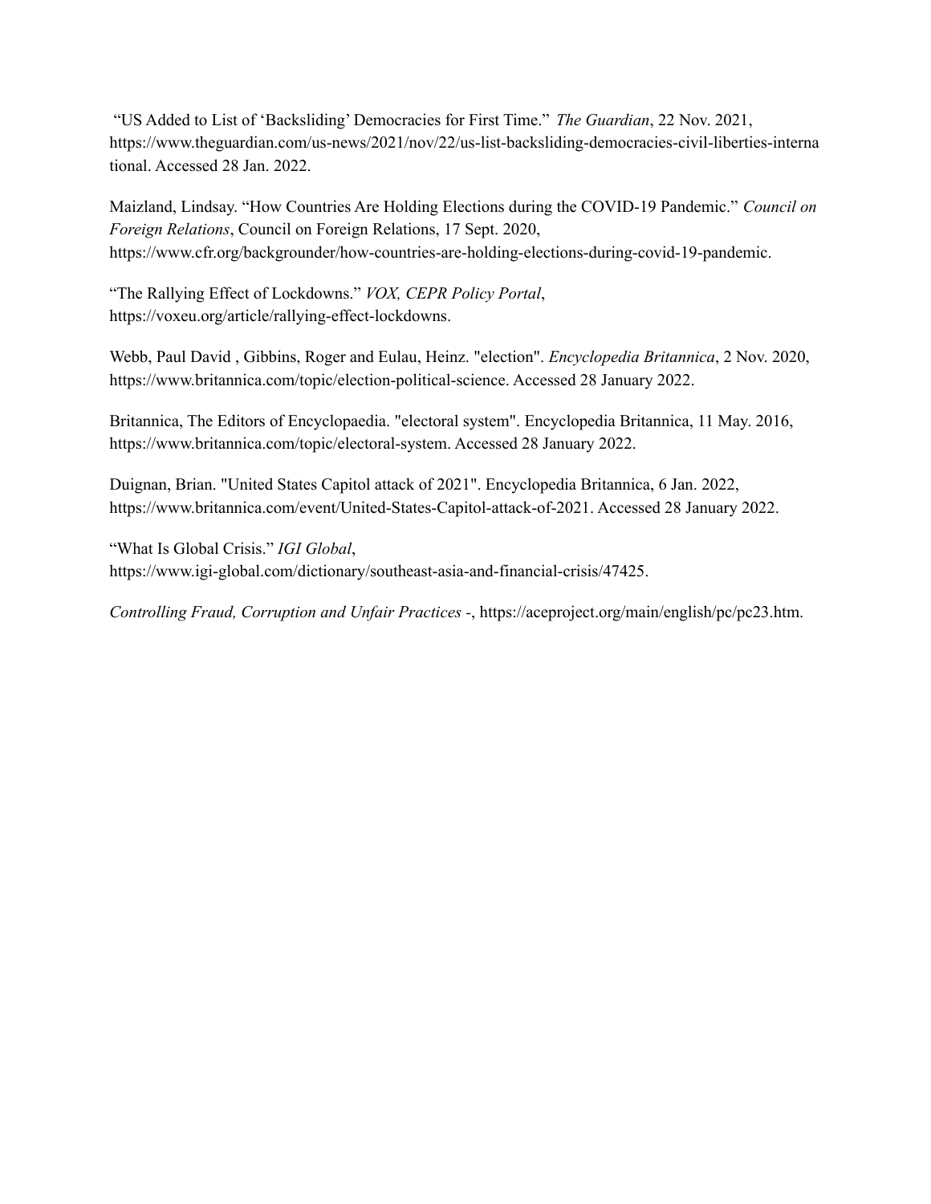"US Added to List of 'Backsliding' Democracies for First Time." *The Guardian*, 22 Nov. 2021, https://www.theguardian.com/us-news/2021/nov/22/us-list-backsliding-democracies-civil-liberties-international. Accessed 28 Jan. 2022.

Maizland, Lindsay. "How Countries Are Holding Elections during the COVID-19 Pandemic." *Council on Foreign Relations*, Council on Foreign Relations, 17 Sept. 2020, https://www.cfr.org/backgrounder/how-countries-are-holding-elections-during-covid-19-pandemic.

"The Rallying Effect of Lockdowns." *VOX, CEPR Policy Portal*, https://voxeu.org/article/rallying-effect-lockdowns.

Webb, Paul David , Gibbins, Roger and Eulau, Heinz. "election". *Encyclopedia Britannica*, 2 Nov. 2020, https://www.britannica.com/topic/election-political-science. Accessed 28 January 2022.

Britannica, The Editors of Encyclopaedia. "electoral system". Encyclopedia Britannica, 11 May. 2016, https://www.britannica.com/topic/electoral-system. Accessed 28 January 2022.

Duignan, Brian. "United States Capitol attack of 2021". Encyclopedia Britannica, 6 Jan. 2022, https://www.britannica.com/event/United-States-Capitol-attack-of-2021. Accessed 28 January 2022.

"What Is Global Crisis." *IGI Global*, https://www.igi-global.com/dictionary/southeast-asia-and-financial-crisis/47425.

*Controlling Fraud, Corruption and Unfair Practices -*, https://aceproject.org/main/english/pc/pc23.htm.